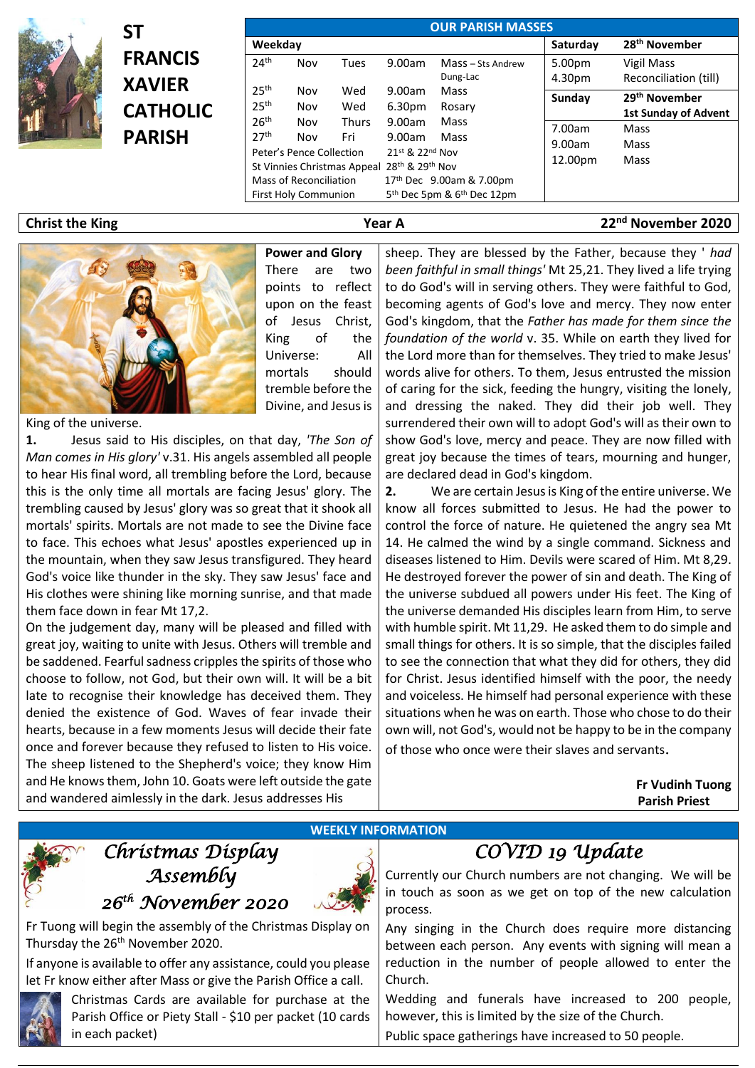# ST FRANCIS XAVIER CATHOLIC PARISH

## OUR PARISH MASSES

| Weekday | | | | | Saturday | 28th November |
|---|---|---|---|---|---|---|
| 24th | Nov | Tues | 9.00am | Mass – Sts Andrew Dung-Lac | 5.00pm | Vigil Mass |
| | | | | | 4.30pm | Reconciliation (till) |
| 25th | Nov | Wed | 9.00am | Mass | **Sunday** | **29th November 1st Sunday of Advent** |
| 25th | Nov | Wed | 6.30pm | Rosary | 7.00am | Mass |
| 26th | Nov | Thurs | 9.00am | Mass | 9.00am | Mass |
| 27th | Nov | Fri | 9.00am | Mass | 12.00pm | Mass |
| Peter's Pence Collection | | | 21st & 22nd Nov | | | |
| St Vinnies Christmas Appeal | | | 28th & 29th Nov | | | |
| Mass of Reconciliation | | | 17th Dec 9.00am & 7.00pm | | | |
| First Holy Communion | | | 5th Dec 5pm & 6th Dec 12pm | | | |

**Christ the King** | **Year A** | **22nd November 2020**

### Power and Glory

There are two points to reflect upon on the feast of Jesus Christ, King of the Universe: All mortals should tremble before the Divine, and Jesus is King of the universe.

**1.** Jesus said to His disciples, on that day, *'The Son of Man comes in His glory'* v.31. His angels assembled all people to hear His final word, all trembling before the Lord, because this is the only time all mortals are facing Jesus' glory. The trembling caused by Jesus' glory was so great that it shook all mortals' spirits. Mortals are not made to see the Divine face to face. This echoes what Jesus' apostles experienced up in the mountain, when they saw Jesus transfigured. They heard God's voice like thunder in the sky. They saw Jesus' face and His clothes were shining like morning sunrise, and that made them face down in fear Mt 17,2.

On the judgement day, many will be pleased and filled with great joy, waiting to unite with Jesus. Others will tremble and be saddened. Fearful sadness cripples the spirits of those who choose to follow, not God, but their own will. It will be a bit late to recognise their knowledge has deceived them. They denied the existence of God. Waves of fear invade their hearts, because in a few moments Jesus will decide their fate once and forever because they refused to listen to His voice. The sheep listened to the Shepherd's voice; they know Him and He knows them, John 10. Goats were left outside the gate and wandered aimlessly in the dark. Jesus addresses His sheep. They are blessed by the Father, because they ' *had been faithful in small things'* Mt 25,21. They lived a life trying to do God's will in serving others. They were faithful to God, becoming agents of God's love and mercy. They now enter God's kingdom, that the *Father has made for them since the foundation of the world* v. 35. While on earth they lived for the Lord more than for themselves. They tried to make Jesus' words alive for others. To them, Jesus entrusted the mission of caring for the sick, feeding the hungry, visiting the lonely, and dressing the naked. They did their job well. They surrendered their own will to adopt God's will as their own to show God's love, mercy and peace. They are now filled with great joy because the times of tears, mourning and hunger, are declared dead in God's kingdom.

**2.** We are certain Jesus is King of the entire universe. We know all forces submitted to Jesus. He had the power to control the force of nature. He quietened the angry sea Mt 14. He calmed the wind by a single command. Sickness and diseases listened to Him. Devils were scared of Him. Mt 8,29. He destroyed forever the power of sin and death. The King of the universe subdued all powers under His feet. The King of the universe demanded His disciples learn from Him, to serve with humble spirit. Mt 11,29. He asked them to do simple and small things for others. It is so simple, that the disciples failed to see the connection that what they did for others, they did for Christ. Jesus identified himself with the poor, the needy and voiceless. He himself had personal experience with these situations when he was on earth. Those who chose to do their own will, not God's, would not be happy to be in the company of those who once were their slaves and servants.

**Fr Vudinh Tuong**
**Parish Priest**

## WEEKLY INFORMATION

### *Christmas Display Assembly 26th November 2020*

Fr Tuong will begin the assembly of the Christmas Display on Thursday the 26th November 2020.

If anyone is available to offer any assistance, could you please let Fr know either after Mass or give the Parish Office a call.

Christmas Cards are available for purchase at the Parish Office or Piety Stall - $10 per packet (10 cards in each packet)

### *COVID 19 Update*

Currently our Church numbers are not changing. We will be in touch as soon as we get on top of the new calculation process.

Any singing in the Church does require more distancing between each person. Any events with signing will mean a reduction in the number of people allowed to enter the Church.

Wedding and funerals have increased to 200 people, however, this is limited by the size of the Church.

Public space gatherings have increased to 50 people.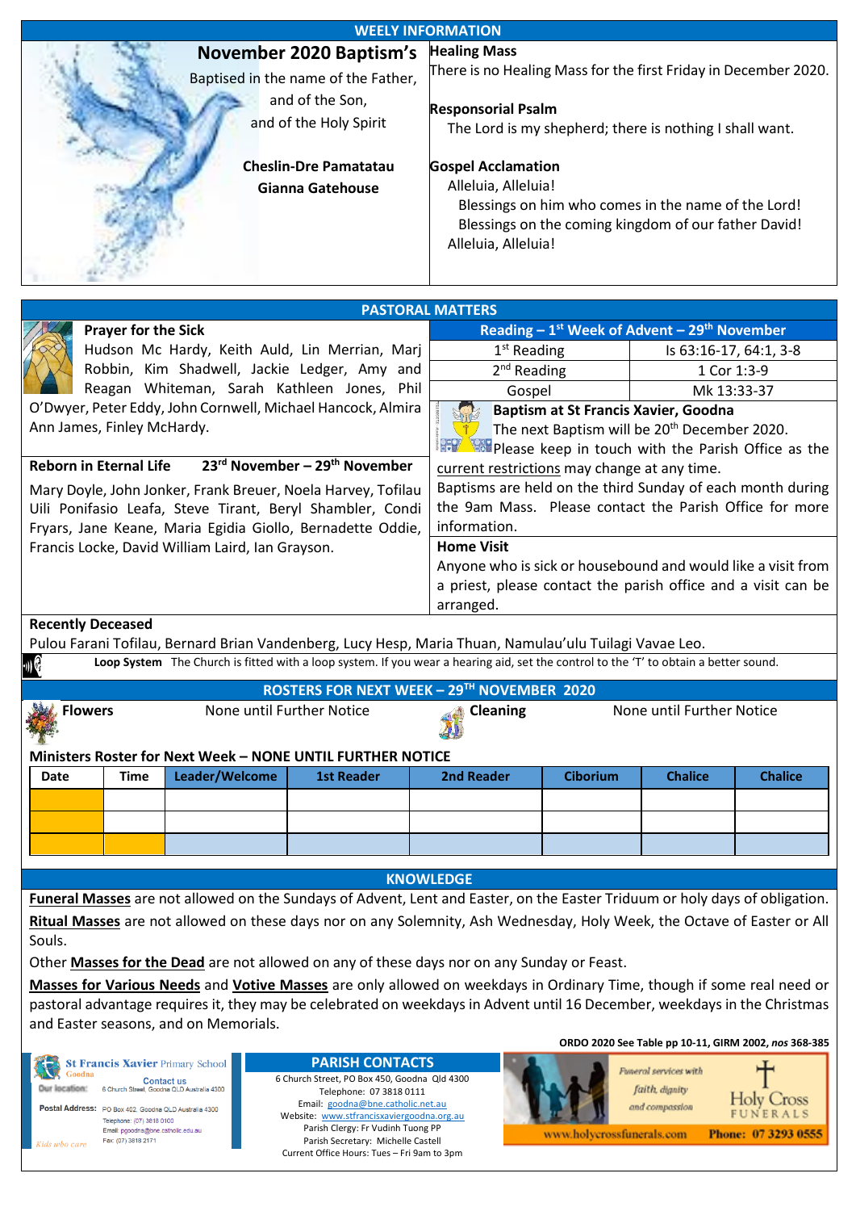## WEELY INFORMATION

### November 2020 Baptism's

Baptised in the name of the Father,
and of the Son,
and of the Holy Spirit

**Cheslin-Dre Pamatatau**
**Gianna Gatehouse**

**Healing Mass**
There is no Healing Mass for the first Friday in December 2020.

**Responsorial Psalm**
The Lord is my shepherd; there is nothing I shall want.

**Gospel Acclamation**
Alleluia, Alleluia!
Blessings on him who comes in the name of the Lord!
Blessings on the coming kingdom of our father David!
Alleluia, Alleluia!

## PASTORAL MATTERS

**Prayer for the Sick**
Hudson Mc Hardy, Keith Auld, Lin Merrian, Marj Robbin, Kim Shadwell, Jackie Ledger, Amy and Reagan Whiteman, Sarah Kathleen Jones, Phil O'Dwyer, Peter Eddy, John Cornwell, Michael Hancock, Almira Ann James, Finley McHardy.

| Reading – 1st Week of Advent – 29th November | |
|---|---|
| 1st Reading | Is 63:16-17, 64:1, 3-8 |
| 2nd Reading | 1 Cor 1:3-9 |
| Gospel | Mk 13:33-37 |

**Reborn in Eternal Life** **23rd November – 29th November**
Mary Doyle, John Jonker, Frank Breuer, Noela Harvey, Tofilau Uili Ponifasio Leafa, Steve Tirant, Beryl Shambler, Condi Fryars, Jane Keane, Maria Egidia Giollo, Bernadette Oddie, Francis Locke, David William Laird, Ian Grayson.

**Baptism at St Francis Xavier, Goodna**
The next Baptism will be 20th December 2020. Please keep in touch with the Parish Office as the current restrictions may change at any time.
Baptisms are held on the third Sunday of each month during the 9am Mass. Please contact the Parish Office for more information.

**Home Visit**
Anyone who is sick or housebound and would like a visit from a priest, please contact the parish office and a visit can be arranged.

**Recently Deceased**
Pulou Farani Tofilau, Bernard Brian Vandenberg, Lucy Hesp, Maria Thuan, Namulau'ulu Tuilagi Vavae Leo.

**Loop System** The Church is fitted with a loop system. If you wear a hearing aid, set the control to the 'T' to obtain a better sound.

## ROSTERS FOR NEXT WEEK – 29TH NOVEMBER 2020

**Flowers** None until Further Notice

**Cleaning** None until Further Notice

**Ministers Roster for Next Week – NONE UNTIL FURTHER NOTICE**

| Date | Time | Leader/Welcome | 1st Reader | 2nd Reader | Ciborium | Chalice | Chalice |
|---|---|---|---|---|---|---|---|
| | | | | | | | |
| | | | | | | | |
| | | | | | | | |

## KNOWLEDGE

**Funeral Masses** are not allowed on the Sundays of Advent, Lent and Easter, on the Easter Triduum or holy days of obligation.

**Ritual Masses** are not allowed on these days nor on any Solemnity, Ash Wednesday, Holy Week, the Octave of Easter or All Souls.

Other **Masses for the Dead** are not allowed on any of these days nor on any Sunday or Feast.

**Masses for Various Needs** and **Votive Masses** are only allowed on weekdays in Ordinary Time, though if some real need or pastoral advantage requires it, they may be celebrated on weekdays in Advent until 16 December, weekdays in the Christmas and Easter seasons, and on Memorials.

**ORDO 2020 See Table pp 10-11, GIRM 2002, *nos* 368-385**

**St Francis Xavier Primary School** Goodna
Contact us
Our location: 6 Church Street, Goodna QLD Australia 4300
Postal Address: PO Box 402, Goodna QLD Australia 4300
Telephone: (07) 3818 0100
Email: pgoodna@bne.catholic.edu.au
Fax: (07) 3818 2171
*Kids who care*

### PARISH CONTACTS

6 Church Street, PO Box 450, Goodna Qld 4300
Telephone: 07 3818 0111
Email: goodna@bne.catholic.net.au
Website: www.stfrancisxaviergoodna.org.au
Parish Clergy: Fr Vudinh Tuong PP
Parish Secretary: Michelle Castell
Current Office Hours: Tues – Fri 9am to 3pm

*Funeral services with faith, dignity and compassion*
Holy Cross FUNERALS
www.holycrossfunerals.com Phone: 07 3293 0555